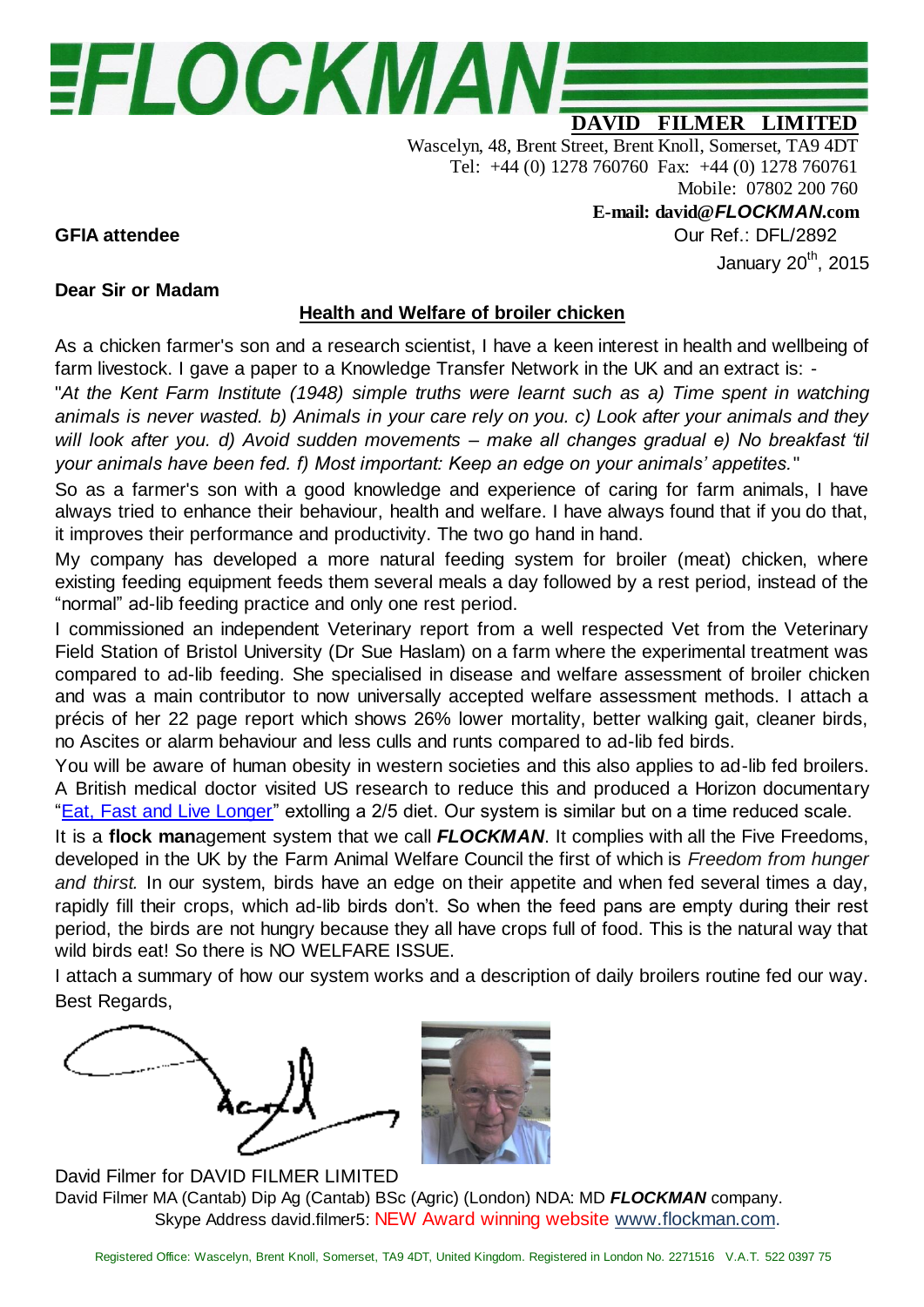# FLOCKMAN

**DAVID FILMER LIMITED**

Wascelyn, 48, Brent Street, Brent Knoll, Somerset, TA9 4DT
Tel: +44 (0) 1278 760760 Fax: +44 (0) 1278 760761
Mobile: 07802 200 760
**E-mail: david@*FLOCKMAN*.com**

**GFIA attendee**

Our Ref.: DFL/2892
January 20th, 2015

**Dear Sir or Madam**

**Health and Welfare of broiler chicken**

As a chicken farmer's son and a research scientist, I have a keen interest in health and wellbeing of farm livestock. I gave a paper to a Knowledge Transfer Network in the UK and an extract is: -

"*At the Kent Farm Institute (1948) simple truths were learnt such as a) Time spent in watching animals is never wasted. b) Animals in your care rely on you. c) Look after your animals and they will look after you. d) Avoid sudden movements – make all changes gradual e) No breakfast 'til your animals have been fed. f) Most important: Keep an edge on your animals' appetites.*"

So as a farmer's son with a good knowledge and experience of caring for farm animals, I have always tried to enhance their behaviour, health and welfare. I have always found that if you do that, it improves their performance and productivity. The two go hand in hand.

My company has developed a more natural feeding system for broiler (meat) chicken, where existing feeding equipment feeds them several meals a day followed by a rest period, instead of the "normal" ad-lib feeding practice and only one rest period.

I commissioned an independent Veterinary report from a well respected Vet from the Veterinary Field Station of Bristol University (Dr Sue Haslam) on a farm where the experimental treatment was compared to ad-lib feeding. She specialised in disease and welfare assessment of broiler chicken and was a main contributor to now universally accepted welfare assessment methods. I attach a précis of her 22 page report which shows 26% lower mortality, better walking gait, cleaner birds, no Ascites or alarm behaviour and less culls and runts compared to ad-lib fed birds.

You will be aware of human obesity in western societies and this also applies to ad-lib fed broilers. A British medical doctor visited US research to reduce this and produced a Horizon documentary "Eat, Fast and Live Longer" extolling a 2/5 diet. Our system is similar but on a time reduced scale.

It is a **flock man**agement system that we call ***FLOCKMAN***. It complies with all the Five Freedoms, developed in the UK by the Farm Animal Welfare Council the first of which is *Freedom from hunger and thirst.* In our system, birds have an edge on their appetite and when fed several times a day, rapidly fill their crops, which ad-lib birds don't. So when the feed pans are empty during their rest period, the birds are not hungry because they all have crops full of food. This is the natural way that wild birds eat! So there is NO WELFARE ISSUE.

I attach a summary of how our system works and a description of daily broilers routine fed our way.

Best Regards,

David Filmer for DAVID FILMER LIMITED
David Filmer MA (Cantab) Dip Ag (Cantab) BSc (Agric) (London) NDA: MD ***FLOCKMAN*** company.
Skype Address david.filmer5: NEW Award winning website www.flockman.com.

Registered Office: Wascelyn, Brent Knoll, Somerset, TA9 4DT, United Kingdom. Registered in London No. 2271516 V.A.T. 522 0397 75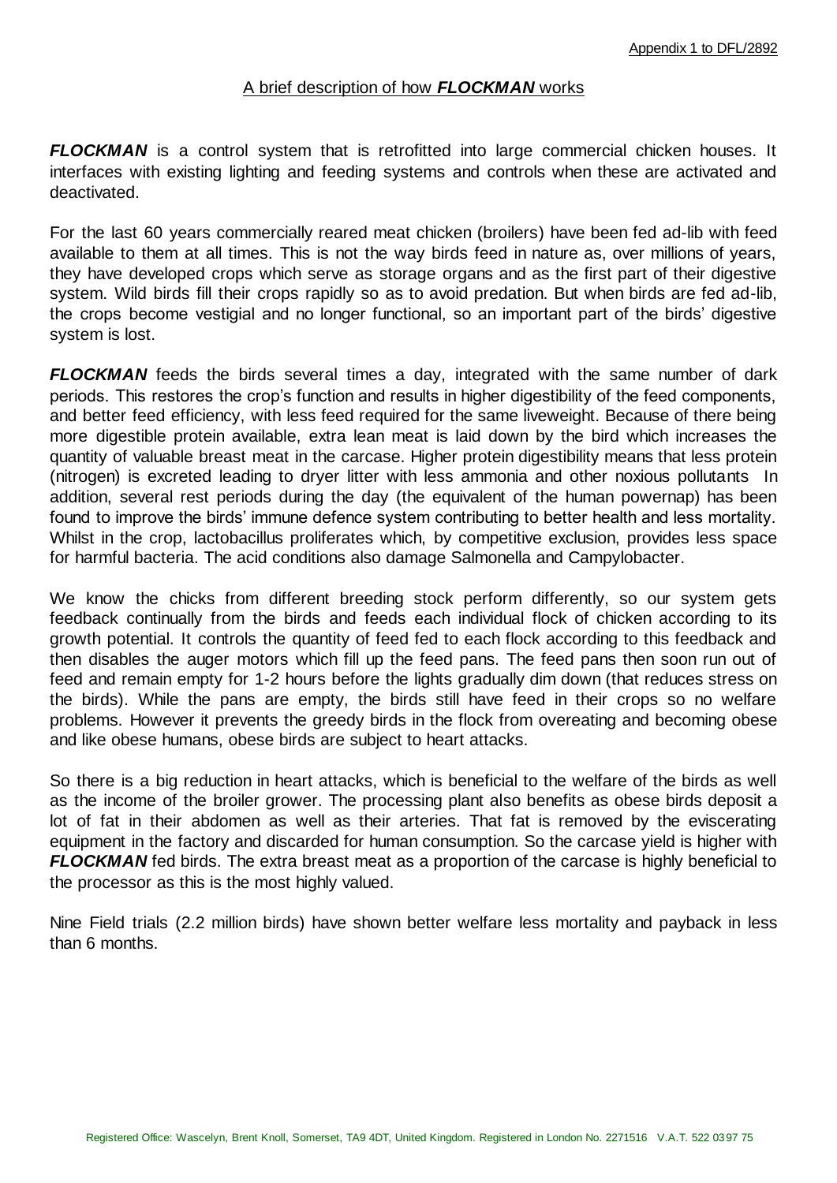Appendix 1 to DFL/2892

## A brief description of how ***FLOCKMAN*** works

***FLOCKMAN*** is a control system that is retrofitted into large commercial chicken houses. It interfaces with existing lighting and feeding systems and controls when these are activated and deactivated.

For the last 60 years commercially reared meat chicken (broilers) have been fed ad-lib with feed available to them at all times. This is not the way birds feed in nature as, over millions of years, they have developed crops which serve as storage organs and as the first part of their digestive system. Wild birds fill their crops rapidly so as to avoid predation. But when birds are fed ad-lib, the crops become vestigial and no longer functional, so an important part of the birds' digestive system is lost.

***FLOCKMAN*** feeds the birds several times a day, integrated with the same number of dark periods. This restores the crop's function and results in higher digestibility of the feed components, and better feed efficiency, with less feed required for the same liveweight. Because of there being more digestible protein available, extra lean meat is laid down by the bird which increases the quantity of valuable breast meat in the carcase. Higher protein digestibility means that less protein (nitrogen) is excreted leading to dryer litter with less ammonia and other noxious pollutants In addition, several rest periods during the day (the equivalent of the human powernap) has been found to improve the birds' immune defence system contributing to better health and less mortality. Whilst in the crop, lactobacillus proliferates which, by competitive exclusion, provides less space for harmful bacteria. The acid conditions also damage Salmonella and Campylobacter.

We know the chicks from different breeding stock perform differently, so our system gets feedback continually from the birds and feeds each individual flock of chicken according to its growth potential. It controls the quantity of feed fed to each flock according to this feedback and then disables the auger motors which fill up the feed pans. The feed pans then soon run out of feed and remain empty for 1-2 hours before the lights gradually dim down (that reduces stress on the birds). While the pans are empty, the birds still have feed in their crops so no welfare problems. However it prevents the greedy birds in the flock from overeating and becoming obese and like obese humans, obese birds are subject to heart attacks.

So there is a big reduction in heart attacks, which is beneficial to the welfare of the birds as well as the income of the broiler grower. The processing plant also benefits as obese birds deposit a lot of fat in their abdomen as well as their arteries. That fat is removed by the eviscerating equipment in the factory and discarded for human consumption. So the carcase yield is higher with ***FLOCKMAN*** fed birds. The extra breast meat as a proportion of the carcase is highly beneficial to the processor as this is the most highly valued.

Nine Field trials (2.2 million birds) have shown better welfare less mortality and payback in less than 6 months.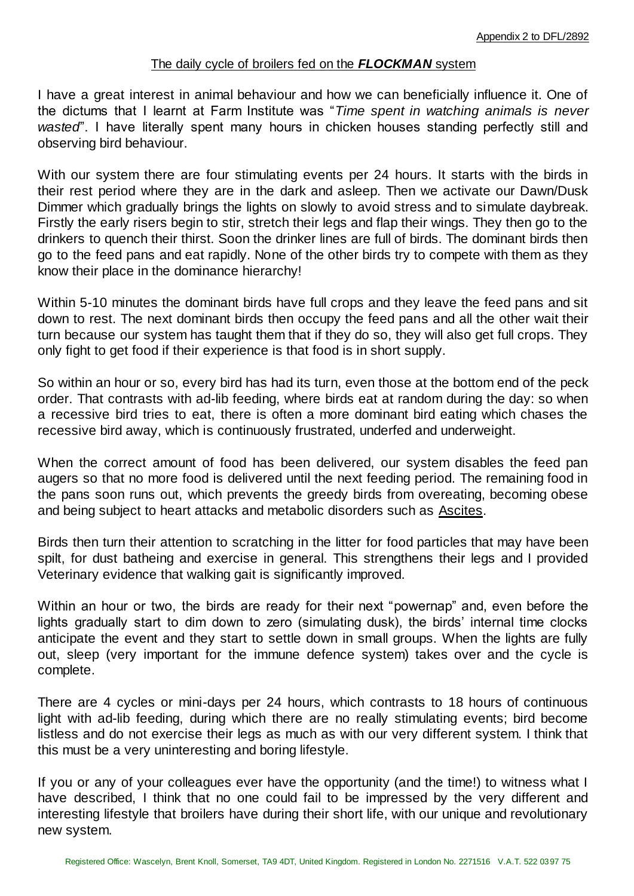Appendix 2 to DFL/2892

## The daily cycle of broilers fed on the ***FLOCKMAN*** system

I have a great interest in animal behaviour and how we can beneficially influence it. One of the dictums that I learnt at Farm Institute was "*Time spent in watching animals is never wasted*". I have literally spent many hours in chicken houses standing perfectly still and observing bird behaviour.

With our system there are four stimulating events per 24 hours. It starts with the birds in their rest period where they are in the dark and asleep. Then we activate our Dawn/Dusk Dimmer which gradually brings the lights on slowly to avoid stress and to simulate daybreak. Firstly the early risers begin to stir, stretch their legs and flap their wings. They then go to the drinkers to quench their thirst. Soon the drinker lines are full of birds. The dominant birds then go to the feed pans and eat rapidly. None of the other birds try to compete with them as they know their place in the dominance hierarchy!

Within 5-10 minutes the dominant birds have full crops and they leave the feed pans and sit down to rest. The next dominant birds then occupy the feed pans and all the other wait their turn because our system has taught them that if they do so, they will also get full crops. They only fight to get food if their experience is that food is in short supply.

So within an hour or so, every bird has had its turn, even those at the bottom end of the peck order. That contrasts with ad-lib feeding, where birds eat at random during the day: so when a recessive bird tries to eat, there is often a more dominant bird eating which chases the recessive bird away, which is continuously frustrated, underfed and underweight.

When the correct amount of food has been delivered, our system disables the feed pan augers so that no more food is delivered until the next feeding period. The remaining food in the pans soon runs out, which prevents the greedy birds from overeating, becoming obese and being subject to heart attacks and metabolic disorders such as Ascites.

Birds then turn their attention to scratching in the litter for food particles that may have been spilt, for dust batheing and exercise in general. This strengthens their legs and I provided Veterinary evidence that walking gait is significantly improved.

Within an hour or two, the birds are ready for their next "powernap" and, even before the lights gradually start to dim down to zero (simulating dusk), the birds' internal time clocks anticipate the event and they start to settle down in small groups. When the lights are fully out, sleep (very important for the immune defence system) takes over and the cycle is complete.

There are 4 cycles or mini-days per 24 hours, which contrasts to 18 hours of continuous light with ad-lib feeding, during which there are no really stimulating events; bird become listless and do not exercise their legs as much as with our very different system. I think that this must be a very uninteresting and boring lifestyle.

If you or any of your colleagues ever have the opportunity (and the time!) to witness what I have described, I think that no one could fail to be impressed by the very different and interesting lifestyle that broilers have during their short life, with our unique and revolutionary new system.

Registered Office: Wascelyn, Brent Knoll, Somerset, TA9 4DT, United Kingdom. Registered in London No. 2271516 V.A.T. 522 0397 75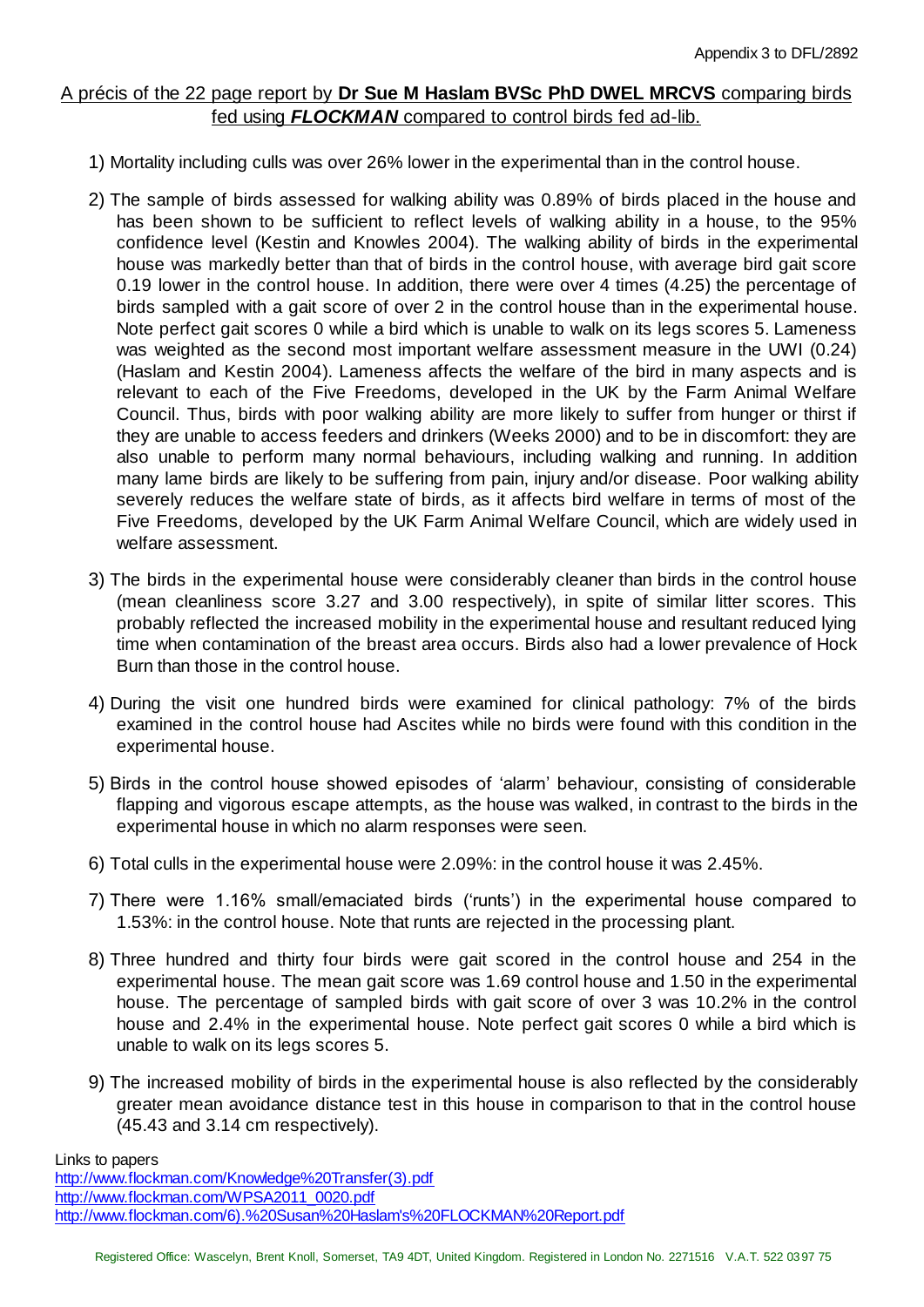Appendix 3 to DFL/2892

A précis of the 22 page report by **Dr Sue M Haslam BVSc PhD DWEL MRCVS** comparing birds fed using ***FLOCKMAN*** compared to control birds fed ad-lib.

1) Mortality including culls was over 26% lower in the experimental than in the control house.

2) The sample of birds assessed for walking ability was 0.89% of birds placed in the house and has been shown to be sufficient to reflect levels of walking ability in a house, to the 95% confidence level (Kestin and Knowles 2004). The walking ability of birds in the experimental house was markedly better than that of birds in the control house, with average bird gait score 0.19 lower in the control house. In addition, there were over 4 times (4.25) the percentage of birds sampled with a gait score of over 2 in the control house than in the experimental house. Note perfect gait scores 0 while a bird which is unable to walk on its legs scores 5. Lameness was weighted as the second most important welfare assessment measure in the UWI (0.24) (Haslam and Kestin 2004). Lameness affects the welfare of the bird in many aspects and is relevant to each of the Five Freedoms, developed in the UK by the Farm Animal Welfare Council. Thus, birds with poor walking ability are more likely to suffer from hunger or thirst if they are unable to access feeders and drinkers (Weeks 2000) and to be in discomfort: they are also unable to perform many normal behaviours, including walking and running. In addition many lame birds are likely to be suffering from pain, injury and/or disease. Poor walking ability severely reduces the welfare state of birds, as it affects bird welfare in terms of most of the Five Freedoms, developed by the UK Farm Animal Welfare Council, which are widely used in welfare assessment.

3) The birds in the experimental house were considerably cleaner than birds in the control house (mean cleanliness score 3.27 and 3.00 respectively), in spite of similar litter scores. This probably reflected the increased mobility in the experimental house and resultant reduced lying time when contamination of the breast area occurs. Birds also had a lower prevalence of Hock Burn than those in the control house.

4) During the visit one hundred birds were examined for clinical pathology: 7% of the birds examined in the control house had Ascites while no birds were found with this condition in the experimental house.

5) Birds in the control house showed episodes of 'alarm' behaviour, consisting of considerable flapping and vigorous escape attempts, as the house was walked, in contrast to the birds in the experimental house in which no alarm responses were seen.

6) Total culls in the experimental house were 2.09%: in the control house it was 2.45%.

7) There were 1.16% small/emaciated birds ('runts') in the experimental house compared to 1.53%: in the control house. Note that runts are rejected in the processing plant.

8) Three hundred and thirty four birds were gait scored in the control house and 254 in the experimental house. The mean gait score was 1.69 control house and 1.50 in the experimental house. The percentage of sampled birds with gait score of over 3 was 10.2% in the control house and 2.4% in the experimental house. Note perfect gait scores 0 while a bird which is unable to walk on its legs scores 5.

9) The increased mobility of birds in the experimental house is also reflected by the considerably greater mean avoidance distance test in this house in comparison to that in the control house (45.43 and 3.14 cm respectively).

Links to papers
http://www.flockman.com/Knowledge%20Transfer(3).pdf
http://www.flockman.com/WPSA2011_0020.pdf
http://www.flockman.com/6).%20Susan%20Haslam's%20FLOCKMAN%20Report.pdf

Registered Office: Wascelyn, Brent Knoll, Somerset, TA9 4DT, United Kingdom. Registered in London No. 2271516 V.A.T. 522 0397 75